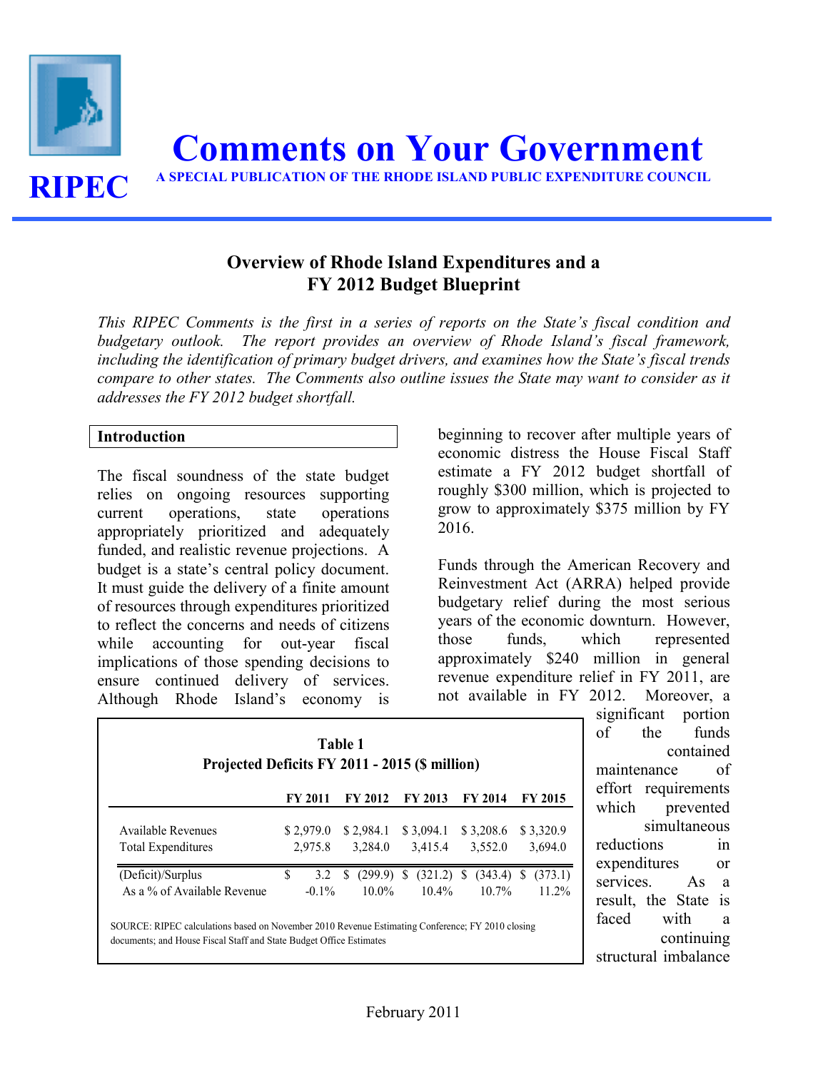RIPEC

# Comments on Your Government

**A SPECIAL PUBLICATION OF THE RHODE ISLAND PUBLIC EXPENDITURE COUNCIL**

## Overview of Rhode Island Expenditures and a FY 2012 Budget Blueprint

*This RIPEC Comments is the first in a series of reports on the State's fiscal condition and budgetary outlook. The report provides an overview of Rhode Island's fiscal framework, including the identification of primary budget drivers, and examines how the State's fiscal trends compare to other states. The Comments also outline issues the State may want to consider as it addresses the FY 2012 budget shortfall.*

### Introduction

The fiscal soundness of the state budget relies on ongoing resources supporting current operations, state operations appropriately prioritized and adequately funded, and realistic revenue projections. A budget is a state's central policy document. It must guide the delivery of a finite amount of resources through expenditures prioritized to reflect the concerns and needs of citizens while accounting for out-year fiscal implications of those spending decisions to ensure continued delivery of services. Although Rhode Island's economy is beginning to recover after multiple years of economic distress the House Fiscal Staff estimate a FY 2012 budget shortfall of roughly $300 million, which is projected to grow to approximately $375 million by FY 2016.

Funds through the American Recovery and Reinvestment Act (ARRA) helped provide budgetary relief during the most serious years of the economic downturn. However, those funds, which represented approximately $240 million in general revenue expenditure relief in FY 2011, are not available in FY 2012. Moreover, a significant portion of the funds contained maintenance of effort requirements which prevented simultaneous reductions in expenditures or services. As a result, the State is faced with a continuing structural imbalance

**Table 1**
**Projected Deficits FY 2011 - 2015 ($ million)**

| | FY 2011 | FY 2012 | FY 2013 | FY 2014 | FY 2015 |
|---|---|---|---|---|---|
| Available Revenues | $ 2,979.0 | $ 2,984.1 | $ 3,094.1 | $ 3,208.6 | $ 3,320.9 |
| Total Expenditures | 2,975.8 | 3,284.0 | 3,415.4 | 3,552.0 | 3,694.0 |
| (Deficit)/Surplus | $ 3.2 | $ (299.9) | $ (321.2) | $ (343.4) | $ (373.1) |
| As a % of Available Revenue | -0.1% | 10.0% | 10.4% | 10.7% | 11.2% |

SOURCE: RIPEC calculations based on November 2010 Revenue Estimating Conference; FY 2010 closing documents; and House Fiscal Staff and State Budget Office Estimates

February 2011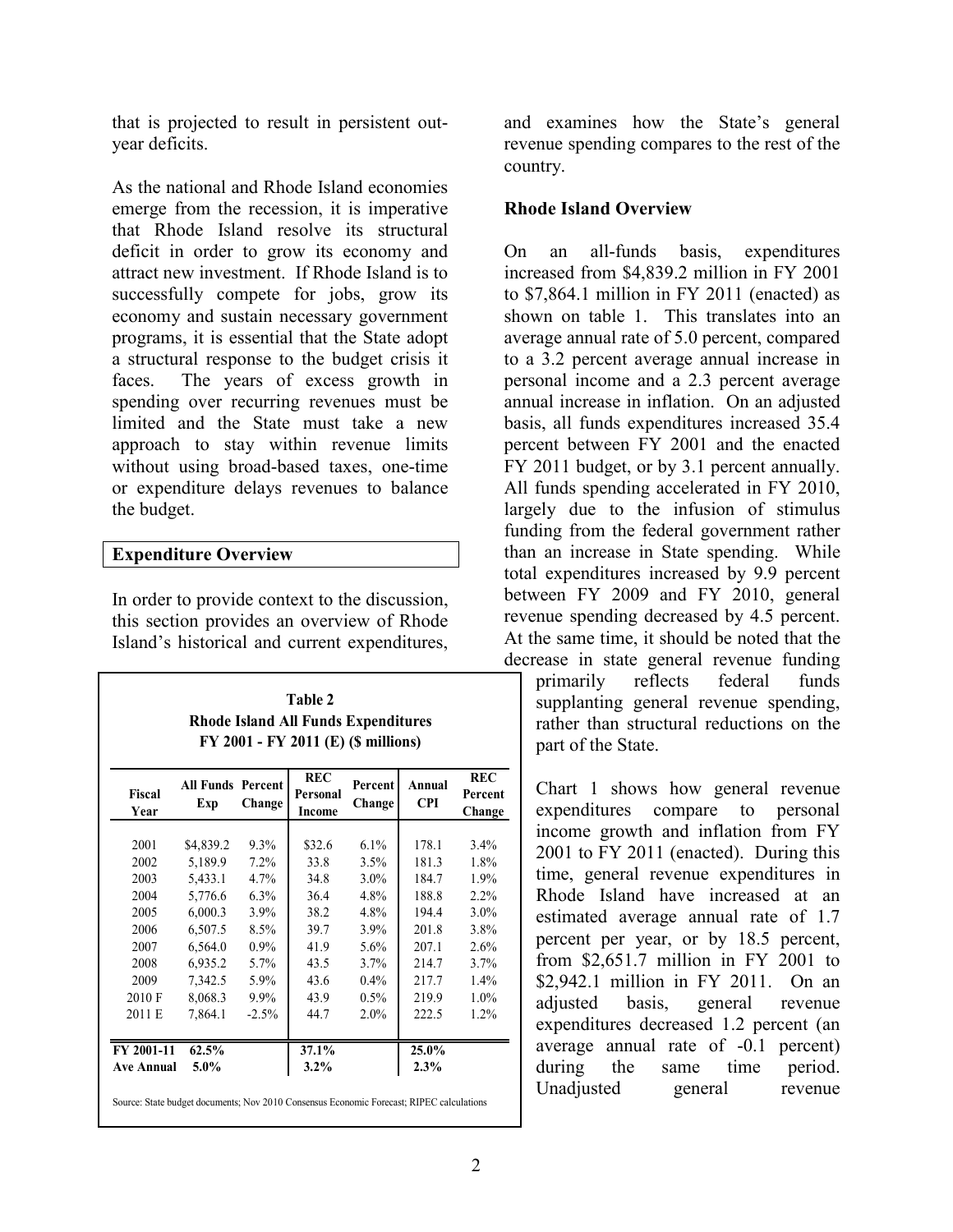that is projected to result in persistent out-year deficits.

As the national and Rhode Island economies emerge from the recession, it is imperative that Rhode Island resolve its structural deficit in order to grow its economy and attract new investment. If Rhode Island is to successfully compete for jobs, grow its economy and sustain necessary government programs, it is essential that the State adopt a structural response to the budget crisis it faces. The years of excess growth in spending over recurring revenues must be limited and the State must take a new approach to stay within revenue limits without using broad-based taxes, one-time or expenditure delays revenues to balance the budget.

## Expenditure Overview

In order to provide context to the discussion, this section provides an overview of Rhode Island's historical and current expenditures, and examines how the State's general revenue spending compares to the rest of the country.

### Rhode Island Overview

On an all-funds basis, expenditures increased from $4,839.2 million in FY 2001 to $7,864.1 million in FY 2011 (enacted) as shown on table 1. This translates into an average annual rate of 5.0 percent, compared to a 3.2 percent average annual increase in personal income and a 2.3 percent average annual increase in inflation. On an adjusted basis, all funds expenditures increased 35.4 percent between FY 2001 and the enacted FY 2011 budget, or by 3.1 percent annually. All funds spending accelerated in FY 2010, largely due to the infusion of stimulus funding from the federal government rather than an increase in State spending. While total expenditures increased by 9.9 percent between FY 2009 and FY 2010, general revenue spending decreased by 4.5 percent. At the same time, it should be noted that the decrease in state general revenue funding primarily reflects federal funds supplanting general revenue spending, rather than structural reductions on the part of the State.

**Table 2**
**Rhode Island All Funds Expenditures**
**FY 2001 - FY 2011 (E) ($ millions)**

| Fiscal Year | All Funds Exp | Percent Change | REC Personal Income | Percent Change | Annual CPI | REC Percent Change |
|---|---|---|---|---|---|---|
| 2001 | $4,839.2 | 9.3% | $32.6 | 6.1% | 178.1 | 3.4% |
| 2002 | 5,189.9 | 7.2% | 33.8 | 3.5% | 181.3 | 1.8% |
| 2003 | 5,433.1 | 4.7% | 34.8 | 3.0% | 184.7 | 1.9% |
| 2004 | 5,776.6 | 6.3% | 36.4 | 4.8% | 188.8 | 2.2% |
| 2005 | 6,000.3 | 3.9% | 38.2 | 4.8% | 194.4 | 3.0% |
| 2006 | 6,507.5 | 8.5% | 39.7 | 3.9% | 201.8 | 3.8% |
| 2007 | 6,564.0 | 0.9% | 41.9 | 5.6% | 207.1 | 2.6% |
| 2008 | 6,935.2 | 5.7% | 43.5 | 3.7% | 214.7 | 3.7% |
| 2009 | 7,342.5 | 5.9% | 43.6 | 0.4% | 217.7 | 1.4% |
| 2010 F | 8,068.3 | 9.9% | 43.9 | 0.5% | 219.9 | 1.0% |
| 2011 E | 7,864.1 | -2.5% | 44.7 | 2.0% | 222.5 | 1.2% |
| **FY 2001-11** | **62.5%** | | **37.1%** | | **25.0%** | |
| **Ave Annual** | **5.0%** | | **3.2%** | | **2.3%** | |

Source: State budget documents; Nov 2010 Consensus Economic Forecast; RIPEC calculations

Chart 1 shows how general revenue expenditures compare to personal income growth and inflation from FY 2001 to FY 2011 (enacted). During this time, general revenue expenditures in Rhode Island have increased at an estimated average annual rate of 1.7 percent per year, or by 18.5 percent, from $2,651.7 million in FY 2001 to $2,942.1 million in FY 2011. On an adjusted basis, general revenue expenditures decreased 1.2 percent (an average annual rate of -0.1 percent) during the same time period. Unadjusted general revenue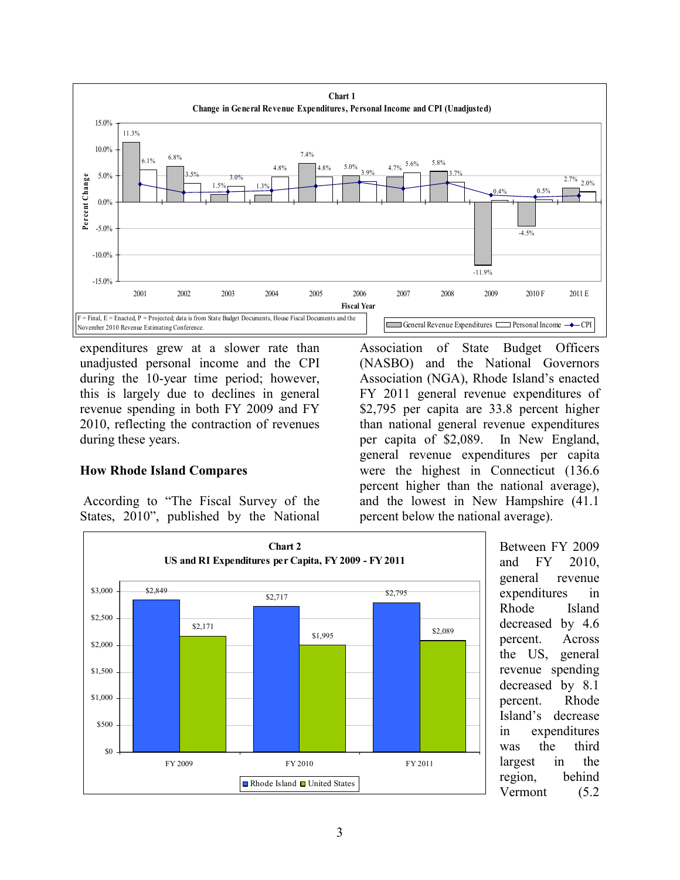**Chart 1**
**Change in General Revenue Expenditures, Personal Income and CPI (Unadjusted)**

| Fiscal Year | General Revenue Expenditures | Personal Income |
|---|---|---|
| 2001 | 11.3% | 6.1% |
| 2002 | 6.8% | 3.5% |
| 2003 | 1.5% | 3.0% |
| 2004 | 1.3% | 4.8% |
| 2005 | 7.4% | 4.8% |
| 2006 | 5.0% | 3.9% |
| 2007 | 4.7% | 5.6% |
| 2008 | 5.8% | 3.7% |
| 2009 | -11.9% | 0.4% |
| 2010 F | -4.5% | 0.5% |
| 2011 E | 2.7% | 2.0% |

F = Final, E = Enacted, P = Projected; data is from State Budget Documents, House Fiscal Documents and the November 2010 Revenue Estimating Conference.

expenditures grew at a slower rate than unadjusted personal income and the CPI during the 10-year time period; however, this is largely due to declines in general revenue spending in both FY 2009 and FY 2010, reflecting the contraction of revenues during these years.

**How Rhode Island Compares**

According to "The Fiscal Survey of the States, 2010", published by the National Association of State Budget Officers (NASBO) and the National Governors Association (NGA), Rhode Island's enacted FY 2011 general revenue expenditures of $2,795 per capita are 33.8 percent higher than national general revenue expenditures per capita of $2,089. In New England, general revenue expenditures per capita were the highest in Connecticut (136.6 percent higher than the national average), and the lowest in New Hampshire (41.1 percent below the national average).

**Chart 2**
**US and RI Expenditures per Capita, FY 2009 - FY 2011**

| | Rhode Island | United States |
|---|---|---|
| FY 2009 | $2,849 | $2,171 |
| FY 2010 | $2,717 | $1,995 |
| FY 2011 | $2,795 | $2,089 |

Between FY 2009 and FY 2010, general revenue expenditures in Rhode Island decreased by 4.6 percent. Across the US, general revenue spending decreased by 8.1 percent. Rhode Island's decrease in expenditures was the third largest in the region, behind Vermont (5.2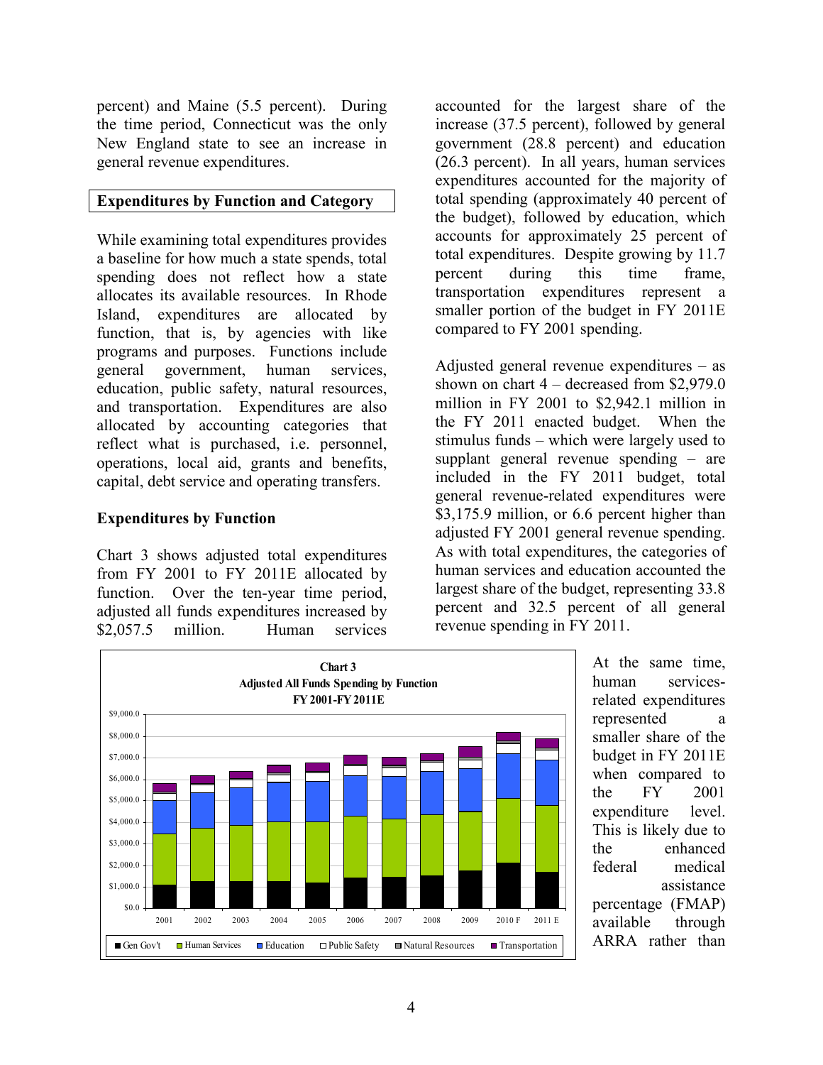percent) and Maine (5.5 percent). During the time period, Connecticut was the only New England state to see an increase in general revenue expenditures.

## Expenditures by Function and Category

While examining total expenditures provides a baseline for how much a state spends, total spending does not reflect how a state allocates its available resources. In Rhode Island, expenditures are allocated by function, that is, by agencies with like programs and purposes. Functions include general government, human services, education, public safety, natural resources, and transportation. Expenditures are also allocated by accounting categories that reflect what is purchased, i.e. personnel, operations, local aid, grants and benefits, capital, debt service and operating transfers.

### Expenditures by Function

Chart 3 shows adjusted total expenditures from FY 2001 to FY 2011E allocated by function. Over the ten-year time period, adjusted all funds expenditures increased by $2,057.5 million. Human services accounted for the largest share of the increase (37.5 percent), followed by general government (28.8 percent) and education (26.3 percent). In all years, human services expenditures accounted for the majority of total spending (approximately 40 percent of the budget), followed by education, which accounts for approximately 25 percent of total expenditures. Despite growing by 11.7 percent during this time frame, transportation expenditures represent a smaller portion of the budget in FY 2011E compared to FY 2001 spending.

Adjusted general revenue expenditures – as shown on chart 4 – decreased from $2,979.0 million in FY 2001 to $2,942.1 million in the FY 2011 enacted budget. When the stimulus funds – which were largely used to supplant general revenue spending – are included in the FY 2011 budget, total general revenue-related expenditures were $3,175.9 million, or 6.6 percent higher than adjusted FY 2001 general revenue spending. As with total expenditures, the categories of human services and education accounted the largest share of the budget, representing 33.8 percent and 32.5 percent of all general revenue spending in FY 2011.

**Chart 3**
**Adjusted All Funds Spending by Function**
**FY 2001-FY 2011E**

At the same time, human services-related expenditures represented a smaller share of the budget in FY 2011E when compared to the FY 2001 expenditure level. This is likely due to the enhanced federal medical assistance percentage (FMAP) available through ARRA rather than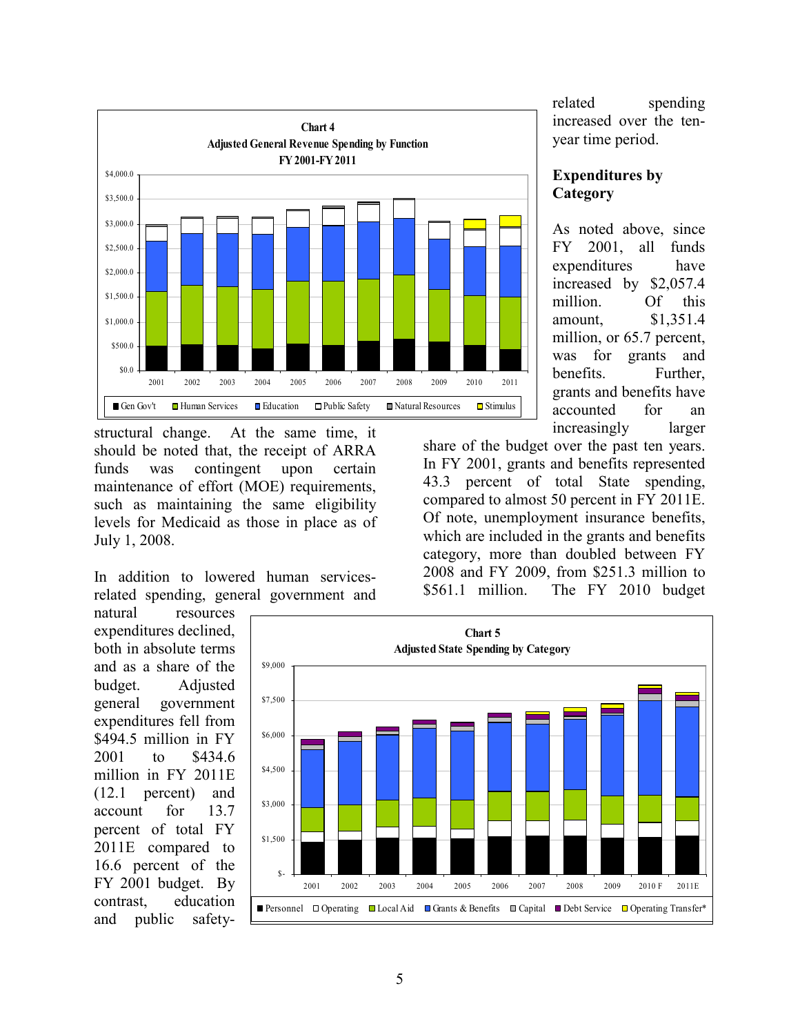**Chart 4**
**Adjusted General Revenue Spending by Function**
**FY 2001-FY 2011**

structural change. At the same time, it should be noted that, the receipt of ARRA funds was contingent upon certain maintenance of effort (MOE) requirements, such as maintaining the same eligibility levels for Medicaid as those in place as of July 1, 2008.

In addition to lowered human services-related spending, general government and natural resources expenditures declined, both in absolute terms and as a share of the budget. Adjusted general government expenditures fell from \$494.5 million in FY 2001 to \$434.6 million in FY 2011E (12.1 percent) and account for 13.7 percent of total FY 2011E compared to 16.6 percent of the FY 2001 budget. By contrast, education and public safety-related spending increased over the ten-year time period.

## Expenditures by Category

As noted above, since FY 2001, all funds expenditures have increased by \$2,057.4 million. Of this amount, \$1,351.4 million, or 65.7 percent, was for grants and benefits. Further, grants and benefits have accounted for an increasingly larger share of the budget over the past ten years. In FY 2001, grants and benefits represented 43.3 percent of total State spending, compared to almost 50 percent in FY 2011E. Of note, unemployment insurance benefits, which are included in the grants and benefits category, more than doubled between FY 2008 and FY 2009, from \$251.3 million to \$561.1 million. The FY 2010 budget

**Chart 5**
**Adjusted State Spending by Category**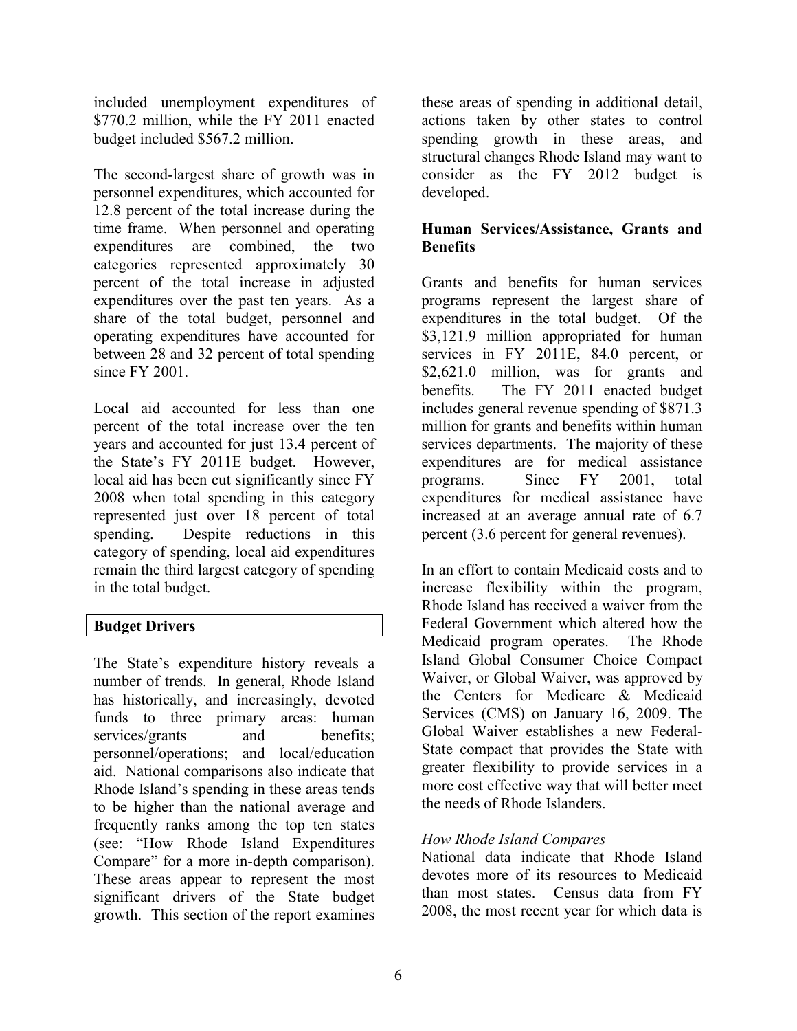included unemployment expenditures of $770.2 million, while the FY 2011 enacted budget included $567.2 million.

The second-largest share of growth was in personnel expenditures, which accounted for 12.8 percent of the total increase during the time frame. When personnel and operating expenditures are combined, the two categories represented approximately 30 percent of the total increase in adjusted expenditures over the past ten years. As a share of the total budget, personnel and operating expenditures have accounted for between 28 and 32 percent of total spending since FY 2001.

Local aid accounted for less than one percent of the total increase over the ten years and accounted for just 13.4 percent of the State's FY 2011E budget. However, local aid has been cut significantly since FY 2008 when total spending in this category represented just over 18 percent of total spending. Despite reductions in this category of spending, local aid expenditures remain the third largest category of spending in the total budget.

## Budget Drivers

The State's expenditure history reveals a number of trends. In general, Rhode Island has historically, and increasingly, devoted funds to three primary areas: human services/grants and benefits; personnel/operations; and local/education aid. National comparisons also indicate that Rhode Island's spending in these areas tends to be higher than the national average and frequently ranks among the top ten states (see: "How Rhode Island Expenditures Compare" for a more in-depth comparison). These areas appear to represent the most significant drivers of the State budget growth. This section of the report examines these areas of spending in additional detail, actions taken by other states to control spending growth in these areas, and structural changes Rhode Island may want to consider as the FY 2012 budget is developed.

### Human Services/Assistance, Grants and Benefits

Grants and benefits for human services programs represent the largest share of expenditures in the total budget. Of the $3,121.9 million appropriated for human services in FY 2011E, 84.0 percent, or $2,621.0 million, was for grants and benefits. The FY 2011 enacted budget includes general revenue spending of $871.3 million for grants and benefits within human services departments. The majority of these expenditures are for medical assistance programs. Since FY 2001, total expenditures for medical assistance have increased at an average annual rate of 6.7 percent (3.6 percent for general revenues).

In an effort to contain Medicaid costs and to increase flexibility within the program, Rhode Island has received a waiver from the Federal Government which altered how the Medicaid program operates. The Rhode Island Global Consumer Choice Compact Waiver, or Global Waiver, was approved by the Centers for Medicare & Medicaid Services (CMS) on January 16, 2009. The Global Waiver establishes a new Federal-State compact that provides the State with greater flexibility to provide services in a more cost effective way that will better meet the needs of Rhode Islanders.

*How Rhode Island Compares*

National data indicate that Rhode Island devotes more of its resources to Medicaid than most states. Census data from FY 2008, the most recent year for which data is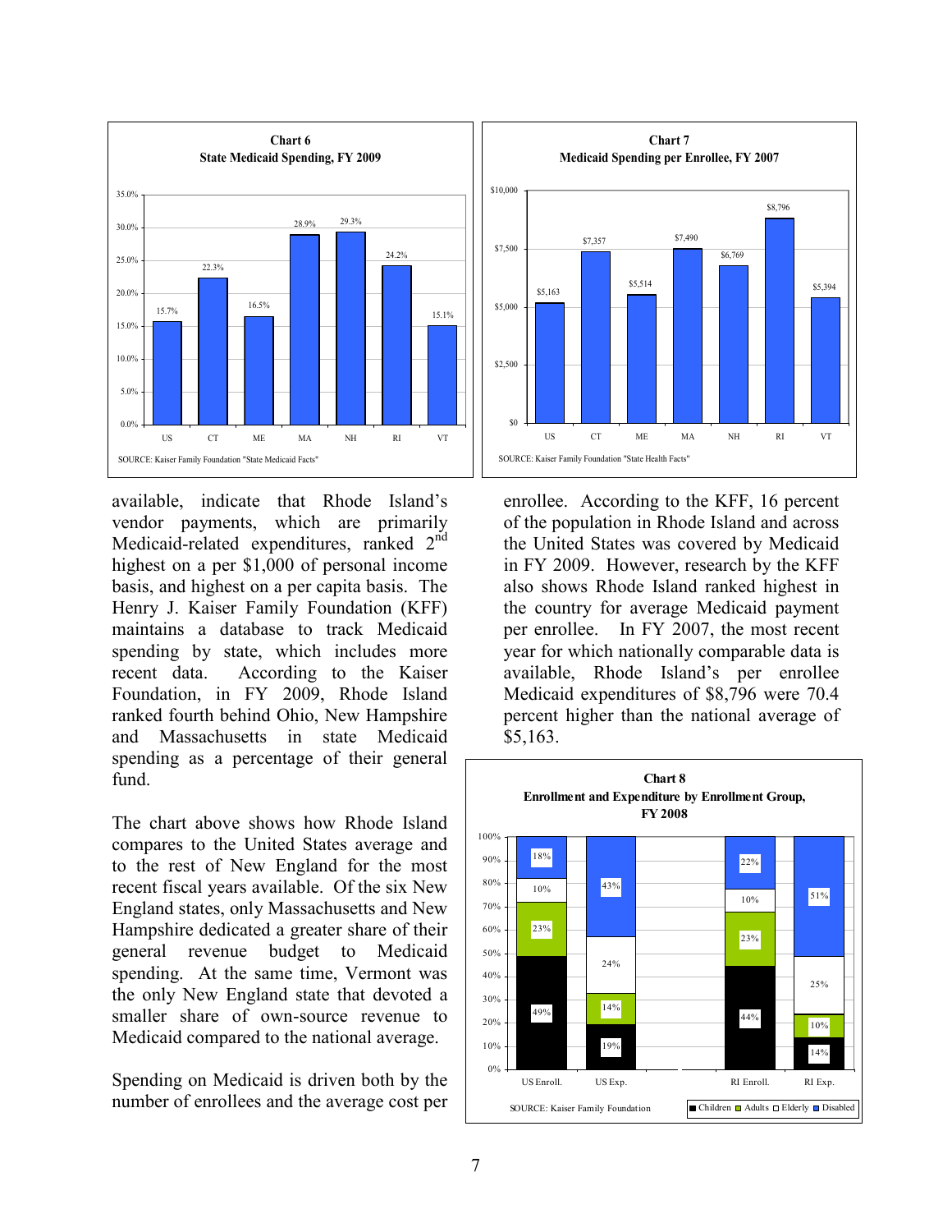**Chart 6**
**State Medicaid Spending, FY 2009**

| | US | CT | ME | MA | NH | RI | VT |
|---|---|---|---|---|---|---|---|
| % | 15.7% | 22.3% | 16.5% | 28.9% | 29.3% | 24.2% | 15.1% |

SOURCE: Kaiser Family Foundation "State Medicaid Facts"

**Chart 7**
**Medicaid Spending per Enrollee, FY 2007**

| | US | CT | ME | MA | NH | RI | VT |
|---|---|---|---|---|---|---|---|
| $ | $5,163 | $7,357 | $5,514 | $7,490 | $6,769 | $8,796 | $5,394 |

SOURCE: Kaiser Family Foundation "State Health Facts"

available, indicate that Rhode Island's vendor payments, which are primarily Medicaid-related expenditures, ranked 2nd highest on a per $1,000 of personal income basis, and highest on a per capita basis. The Henry J. Kaiser Family Foundation (KFF) maintains a database to track Medicaid spending by state, which includes more recent data. According to the Kaiser Foundation, in FY 2009, Rhode Island ranked fourth behind Ohio, New Hampshire and Massachusetts in state Medicaid spending as a percentage of their general fund.

The chart above shows how Rhode Island compares to the United States average and to the rest of New England for the most recent fiscal years available. Of the six New England states, only Massachusetts and New Hampshire dedicated a greater share of their general revenue budget to Medicaid spending. At the same time, Vermont was the only New England state that devoted a smaller share of own-source revenue to Medicaid compared to the national average.

Spending on Medicaid is driven both by the number of enrollees and the average cost per enrollee. According to the KFF, 16 percent of the population in Rhode Island and across the United States was covered by Medicaid in FY 2009. However, research by the KFF also shows Rhode Island ranked highest in the country for average Medicaid payment per enrollee. In FY 2007, the most recent year for which nationally comparable data is available, Rhode Island's per enrollee Medicaid expenditures of $8,796 were 70.4 percent higher than the national average of $5,163.

**Chart 8**
**Enrollment and Expenditure by Enrollment Group, FY 2008**

| | US Enroll. | US Exp. | RI Enroll. | RI Exp. |
|---|---|---|---|---|
| Children | 49% | 19% | 44% | 14% |
| Adults | 23% | 14% | 23% | 10% |
| Elderly | 10% | 24% | 10% | 25% |
| Disabled | 18% | 43% | 22% | 51% |

SOURCE: Kaiser Family Foundation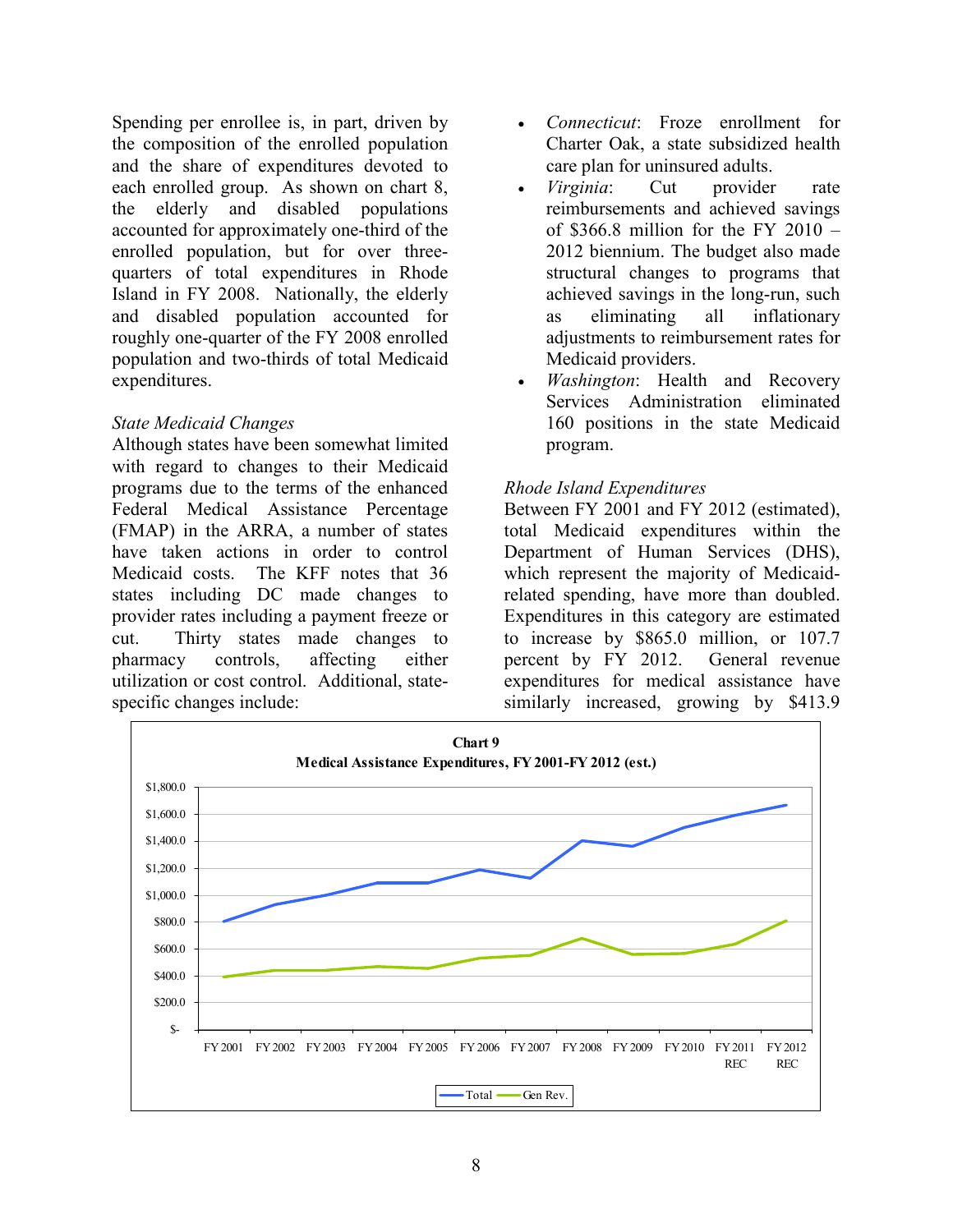Spending per enrollee is, in part, driven by the composition of the enrolled population and the share of expenditures devoted to each enrolled group. As shown on chart 8, the elderly and disabled populations accounted for approximately one-third of the enrolled population, but for over three-quarters of total expenditures in Rhode Island in FY 2008. Nationally, the elderly and disabled population accounted for roughly one-quarter of the FY 2008 enrolled population and two-thirds of total Medicaid expenditures.

*State Medicaid Changes*

Although states have been somewhat limited with regard to changes to their Medicaid programs due to the terms of the enhanced Federal Medical Assistance Percentage (FMAP) in the ARRA, a number of states have taken actions in order to control Medicaid costs. The KFF notes that 36 states including DC made changes to provider rates including a payment freeze or cut. Thirty states made changes to pharmacy controls, affecting either utilization or cost control. Additional, state-specific changes include:

- *Connecticut*: Froze enrollment for Charter Oak, a state subsidized health care plan for uninsured adults.
- *Virginia*: Cut provider rate reimbursements and achieved savings of $366.8 million for the FY 2010 – 2012 biennium. The budget also made structural changes to programs that achieved savings in the long-run, such as eliminating all inflationary adjustments to reimbursement rates for Medicaid providers.
- *Washington*: Health and Recovery Services Administration eliminated 160 positions in the state Medicaid program.

*Rhode Island Expenditures*

Between FY 2001 and FY 2012 (estimated), total Medicaid expenditures within the Department of Human Services (DHS), which represent the majority of Medicaid-related spending, have more than doubled. Expenditures in this category are estimated to increase by $865.0 million, or 107.7 percent by FY 2012. General revenue expenditures for medical assistance have similarly increased, growing by $413.9

**Chart 9**
**Medical Assistance Expenditures, FY 2001-FY 2012 (est.)**

| | FY 2001 | FY 2002 | FY 2003 | FY 2004 | FY 2005 | FY 2006 | FY 2007 | FY 2008 | FY 2009 | FY 2010 | FY 2011 REC | FY 2012 REC |
|---|---|---|---|---|---|---|---|---|---|---|---|---|
| Total | ~$800 | ~$930 | ~$1,000 | ~$1,090 | ~$1,090 | ~$1,190 | ~$1,120 | ~$1,400 | ~$1,360 | ~$1,500 | ~$1,590 | ~$1,670 |
| Gen Rev. | ~$390 | ~$440 | ~$440 | ~$470 | ~$455 | ~$530 | ~$550 | ~$680 | ~$560 | ~$565 | ~$635 | ~$810 |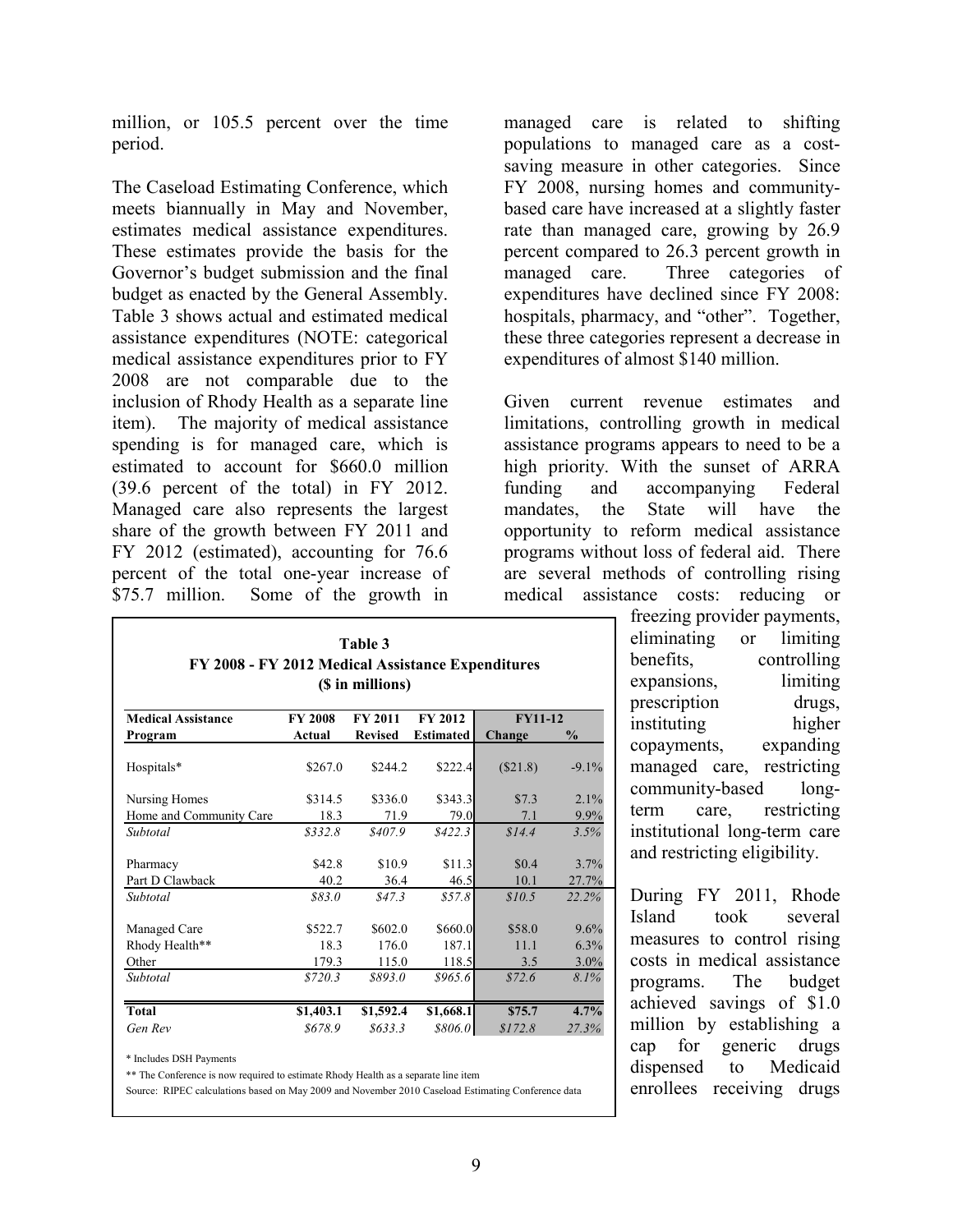million, or 105.5 percent over the time period.

The Caseload Estimating Conference, which meets biannually in May and November, estimates medical assistance expenditures. These estimates provide the basis for the Governor's budget submission and the final budget as enacted by the General Assembly. Table 3 shows actual and estimated medical assistance expenditures (NOTE: categorical medical assistance expenditures prior to FY 2008 are not comparable due to the inclusion of Rhody Health as a separate line item). The majority of medical assistance spending is for managed care, which is estimated to account for $660.0 million (39.6 percent of the total) in FY 2012. Managed care also represents the largest share of the growth between FY 2011 and FY 2012 (estimated), accounting for 76.6 percent of the total one-year increase of $75.7 million. Some of the growth in managed care is related to shifting populations to managed care as a cost-saving measure in other categories. Since FY 2008, nursing homes and community-based care have increased at a slightly faster rate than managed care, growing by 26.9 percent compared to 26.3 percent growth in managed care. Three categories of expenditures have declined since FY 2008: hospitals, pharmacy, and "other". Together, these three categories represent a decrease in expenditures of almost $140 million.

**Table 3**
**FY 2008 - FY 2012 Medical Assistance Expenditures**
**($ in millions)**

| Medical Assistance Program | FY 2008 Actual | FY 2011 Revised | FY 2012 Estimated | FY11-12 Change | FY11-12 % |
|---|---|---|---|---|---|
| Hospitals* | $267.0 | $244.2 | $222.4 | ($21.8) | -9.1% |
| Nursing Homes | $314.5 | $336.0 | $343.3 | $7.3 | 2.1% |
| Home and Community Care | 18.3 | 71.9 | 79.0 | 7.1 | 9.9% |
| *Subtotal* | *$332.8* | *$407.9* | *$422.3* | *$14.4* | *3.5%* |
| Pharmacy | $42.8 | $10.9 | $11.3 | $0.4 | 3.7% |
| Part D Clawback | 40.2 | 36.4 | 46.5 | 10.1 | 27.7% |
| *Subtotal* | *$83.0* | *$47.3* | *$57.8* | *$10.5* | *22.2%* |
| Managed Care | $522.7 | $602.0 | $660.0 | $58.0 | 9.6% |
| Rhody Health** | 18.3 | 176.0 | 187.1 | 11.1 | 6.3% |
| Other | 179.3 | 115.0 | 118.5 | 3.5 | 3.0% |
| *Subtotal* | *$720.3* | *$893.0* | *$965.6* | *$72.6* | *8.1%* |
| **Total** | **$1,403.1** | **$1,592.4** | **$1,668.1** | **$75.7** | **4.7%** |
| *Gen Rev* | *$678.9* | *$633.3* | *$806.0* | *$172.8* | *27.3%* |

\* Includes DSH Payments

** The Conference is now required to estimate Rhody Health as a separate line item

Source: RIPEC calculations based on May 2009 and November 2010 Caseload Estimating Conference data

Given current revenue estimates and limitations, controlling growth in medical assistance programs appears to need to be a high priority. With the sunset of ARRA funding and accompanying Federal mandates, the State will have the opportunity to reform medical assistance programs without loss of federal aid. There are several methods of controlling rising medical assistance costs: reducing or freezing provider payments, eliminating or limiting benefits, controlling expansions, limiting prescription drugs, instituting higher copayments, expanding managed care, restricting community-based long-term care, restricting institutional long-term care and restricting eligibility.

During FY 2011, Rhode Island took several measures to control rising costs in medical assistance programs. The budget achieved savings of $1.0 million by establishing a cap for generic drugs dispensed to Medicaid enrollees receiving drugs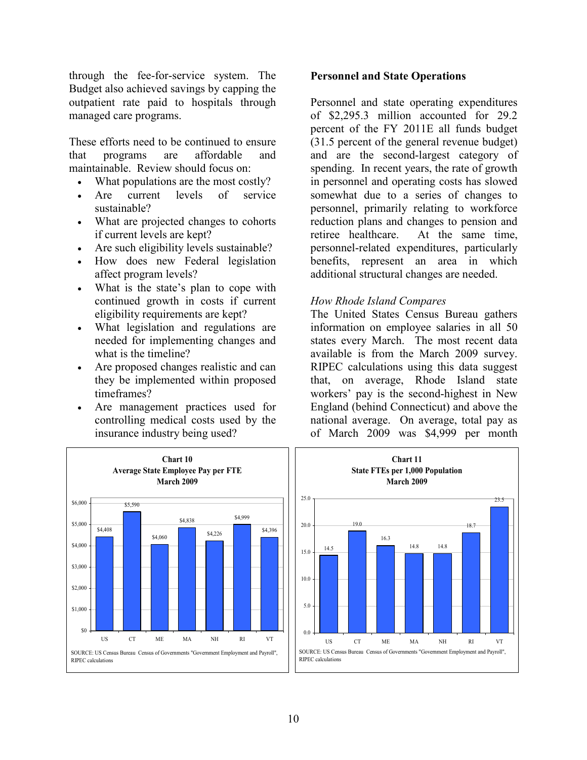through the fee-for-service system. The Budget also achieved savings by capping the outpatient rate paid to hospitals through managed care programs.

These efforts need to be continued to ensure that programs are affordable and maintainable. Review should focus on:

- What populations are the most costly?
- Are current levels of service sustainable?
- What are projected changes to cohorts if current levels are kept?
- Are such eligibility levels sustainable?
- How does new Federal legislation affect program levels?
- What is the state's plan to cope with continued growth in costs if current eligibility requirements are kept?
- What legislation and regulations are needed for implementing changes and what is the timeline?
- Are proposed changes realistic and can they be implemented within proposed timeframes?
- Are management practices used for controlling medical costs used by the insurance industry being used?

## Personnel and State Operations

Personnel and state operating expenditures of $2,295.3 million accounted for 29.2 percent of the FY 2011E all funds budget (31.5 percent of the general revenue budget) and are the second-largest category of spending. In recent years, the rate of growth in personnel and operating costs has slowed somewhat due to a series of changes to personnel, primarily relating to workforce reduction plans and changes to pension and retiree healthcare. At the same time, personnel-related expenditures, particularly benefits, represent an area in which additional structural changes are needed.

### *How Rhode Island Compares*

The United States Census Bureau gathers information on employee salaries in all 50 states every March. The most recent data available is from the March 2009 survey. RIPEC calculations using this data suggest that, on average, Rhode Island state workers' pay is the second-highest in New England (behind Connecticut) and above the national average. On average, total pay as of March 2009 was $4,999 per month

**Chart 10**
**Average State Employee Pay per FTE**
**March 2009**

| | US | CT | ME | MA | NH | RI | VT |
|---|---|---|---|---|---|---|---|
| Average Pay per FTE | $4,408 | $5,590 | $4,060 | $4,838 | $4,226 | $4,999 | $4,396 |

SOURCE: US Census Bureau Census of Governments "Government Employment and Payroll", RIPEC calculations

**Chart 11**
**State FTEs per 1,000 Population**
**March 2009**

| | US | CT | ME | MA | NH | RI | VT |
|---|---|---|---|---|---|---|---|
| FTEs per 1,000 Population | 14.5 | 19.0 | 16.3 | 14.8 | 14.8 | 18.7 | 23.5 |

SOURCE: US Census Bureau Census of Governments "Government Employment and Payroll", RIPEC calculations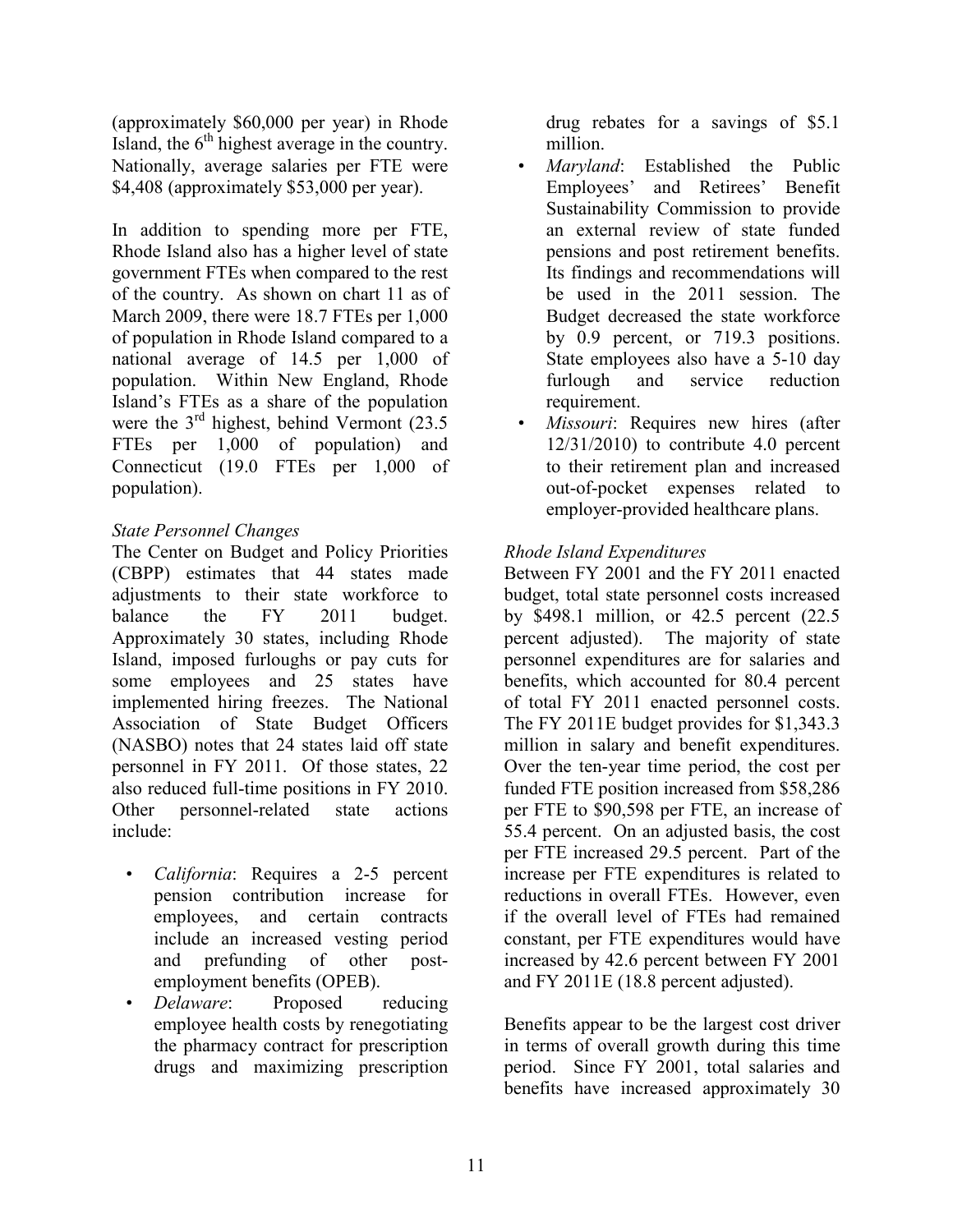(approximately $60,000 per year) in Rhode Island, the 6th highest average in the country. Nationally, average salaries per FTE were $4,408 (approximately $53,000 per year).

In addition to spending more per FTE, Rhode Island also has a higher level of state government FTEs when compared to the rest of the country. As shown on chart 11 as of March 2009, there were 18.7 FTEs per 1,000 of population in Rhode Island compared to a national average of 14.5 per 1,000 of population. Within New England, Rhode Island's FTEs as a share of the population were the 3rd highest, behind Vermont (23.5 FTEs per 1,000 of population) and Connecticut (19.0 FTEs per 1,000 of population).

*State Personnel Changes*

The Center on Budget and Policy Priorities (CBPP) estimates that 44 states made adjustments to their state workforce to balance the FY 2011 budget. Approximately 30 states, including Rhode Island, imposed furloughs or pay cuts for some employees and 25 states have implemented hiring freezes. The National Association of State Budget Officers (NASBO) notes that 24 states laid off state personnel in FY 2011. Of those states, 22 also reduced full-time positions in FY 2010. Other personnel-related state actions include:

- *California*: Requires a 2-5 percent pension contribution increase for employees, and certain contracts include an increased vesting period and prefunding of other post-employment benefits (OPEB).
- *Delaware*: Proposed reducing employee health costs by renegotiating the pharmacy contract for prescription drugs and maximizing prescription drug rebates for a savings of $5.1 million.
- *Maryland*: Established the Public Employees' and Retirees' Benefit Sustainability Commission to provide an external review of state funded pensions and post retirement benefits. Its findings and recommendations will be used in the 2011 session. The Budget decreased the state workforce by 0.9 percent, or 719.3 positions. State employees also have a 5-10 day furlough and service reduction requirement.
- *Missouri*: Requires new hires (after 12/31/2010) to contribute 4.0 percent to their retirement plan and increased out-of-pocket expenses related to employer-provided healthcare plans.

*Rhode Island Expenditures*

Between FY 2001 and the FY 2011 enacted budget, total state personnel costs increased by $498.1 million, or 42.5 percent (22.5 percent adjusted). The majority of state personnel expenditures are for salaries and benefits, which accounted for 80.4 percent of total FY 2011 enacted personnel costs. The FY 2011E budget provides for $1,343.3 million in salary and benefit expenditures. Over the ten-year time period, the cost per funded FTE position increased from $58,286 per FTE to $90,598 per FTE, an increase of 55.4 percent. On an adjusted basis, the cost per FTE increased 29.5 percent. Part of the increase per FTE expenditures is related to reductions in overall FTEs. However, even if the overall level of FTEs had remained constant, per FTE expenditures would have increased by 42.6 percent between FY 2001 and FY 2011E (18.8 percent adjusted).

Benefits appear to be the largest cost driver in terms of overall growth during this time period. Since FY 2001, total salaries and benefits have increased approximately 30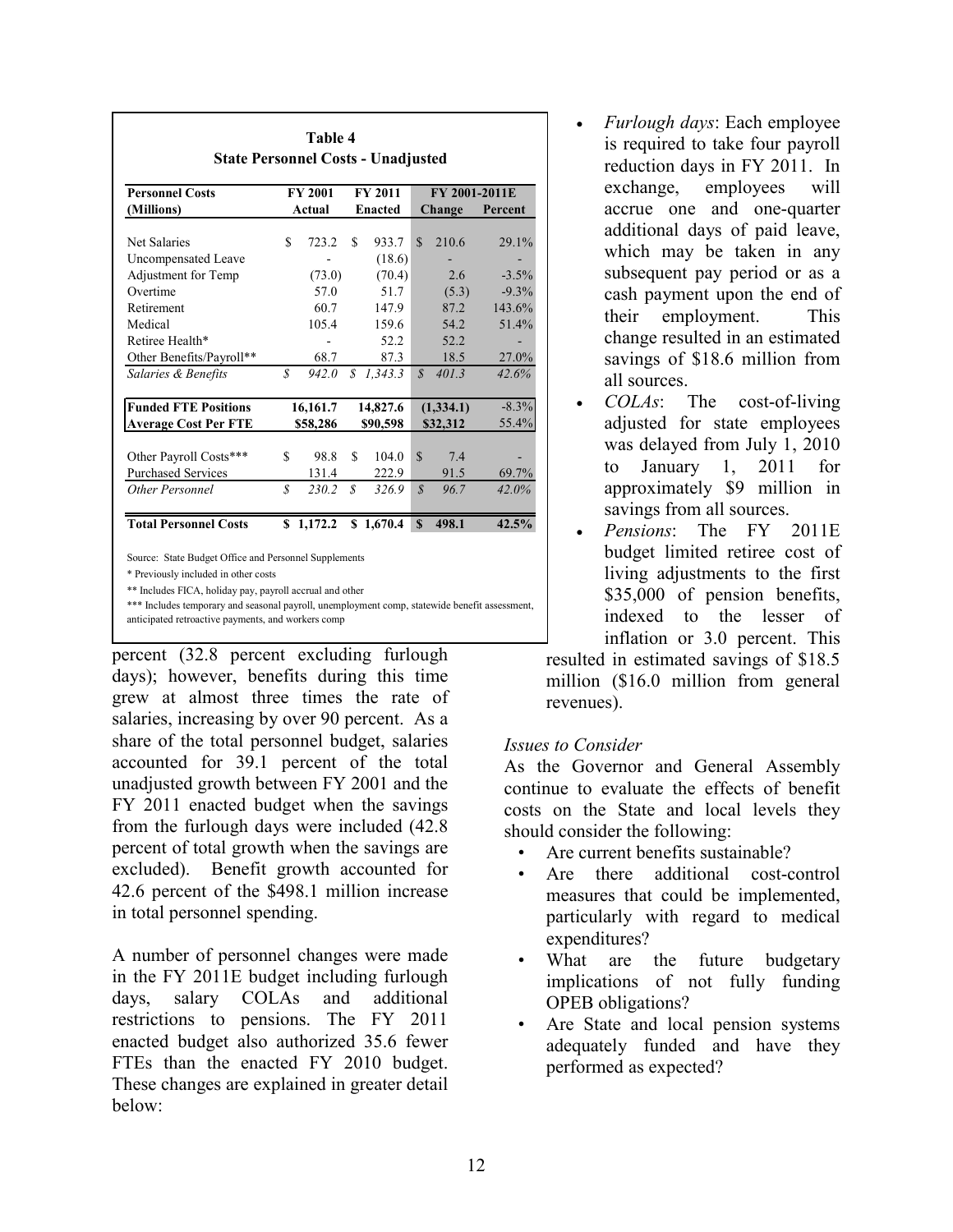**Table 4**
**State Personnel Costs - Unadjusted**

| Personnel Costs (Millions) | FY 2001 Actual | FY 2011 Enacted | FY 2001-2011E Change | FY 2001-2011E Percent |
|---|---|---|---|---|
| Net Salaries | $ 723.2 | $ 933.7 | $ 210.6 | 29.1% |
| Uncompensated Leave | - | (18.6) | - | - |
| Adjustment for Temp | (73.0) | (70.4) | 2.6 | -3.5% |
| Overtime | 57.0 | 51.7 | (5.3) | -9.3% |
| Retirement | 60.7 | 147.9 | 87.2 | 143.6% |
| Medical | 105.4 | 159.6 | 54.2 | 51.4% |
| Retiree Health* | - | 52.2 | 52.2 | - |
| Other Benefits/Payroll** | 68.7 | 87.3 | 18.5 | 27.0% |
| *Salaries & Benefits* | *$ 942.0* | *$ 1,343.3* | *$ 401.3* | *42.6%* |
| **Funded FTE Positions** | **16,161.7** | **14,827.6** | **(1,334.1)** | **-8.3%** |
| **Average Cost Per FTE** | **$58,286** | **$90,598** | **$32,312** | **55.4%** |
| Other Payroll Costs*** | $ 98.8 | $ 104.0 | $ 7.4 | - |
| Purchased Services | 131.4 | 222.9 | 91.5 | 69.7% |
| *Other Personnel* | *$ 230.2* | *$ 326.9* | *$ 96.7* | *42.0%* |
| **Total Personnel Costs** | **$ 1,172.2** | **$ 1,670.4** | **$ 498.1** | **42.5%** |

Source: State Budget Office and Personnel Supplements

\* Previously included in other costs

\*\* Includes FICA, holiday pay, payroll accrual and other

\*\*\* Includes temporary and seasonal payroll, unemployment comp, statewide benefit assessment, anticipated retroactive payments, and workers comp

percent (32.8 percent excluding furlough days); however, benefits during this time grew at almost three times the rate of salaries, increasing by over 90 percent. As a share of the total personnel budget, salaries accounted for 39.1 percent of the total unadjusted growth between FY 2001 and the FY 2011 enacted budget when the savings from the furlough days were included (42.8 percent of total growth when the savings are excluded). Benefit growth accounted for 42.6 percent of the $498.1 million increase in total personnel spending.

A number of personnel changes were made in the FY 2011E budget including furlough days, salary COLAs and additional restrictions to pensions. The FY 2011 enacted budget also authorized 35.6 fewer FTEs than the enacted FY 2010 budget. These changes are explained in greater detail below:

- *Furlough days*: Each employee is required to take four payroll reduction days in FY 2011. In exchange, employees will accrue one and one-quarter additional days of paid leave, which may be taken in any subsequent pay period or as a cash payment upon the end of their employment. This change resulted in an estimated savings of $18.6 million from all sources.
- *COLAs*: The cost-of-living adjusted for state employees was delayed from July 1, 2010 to January 1, 2011 for approximately $9 million in savings from all sources.
- *Pensions*: The FY 2011E budget limited retiree cost of living adjustments to the first $35,000 of pension benefits, indexed to the lesser of inflation or 3.0 percent. This resulted in estimated savings of $18.5 million ($16.0 million from general revenues).

*Issues to Consider*

As the Governor and General Assembly continue to evaluate the effects of benefit costs on the State and local levels they should consider the following:

- Are current benefits sustainable?
- Are there additional cost-control measures that could be implemented, particularly with regard to medical expenditures?
- What are the future budgetary implications of not fully funding OPEB obligations?
- Are State and local pension systems adequately funded and have they performed as expected?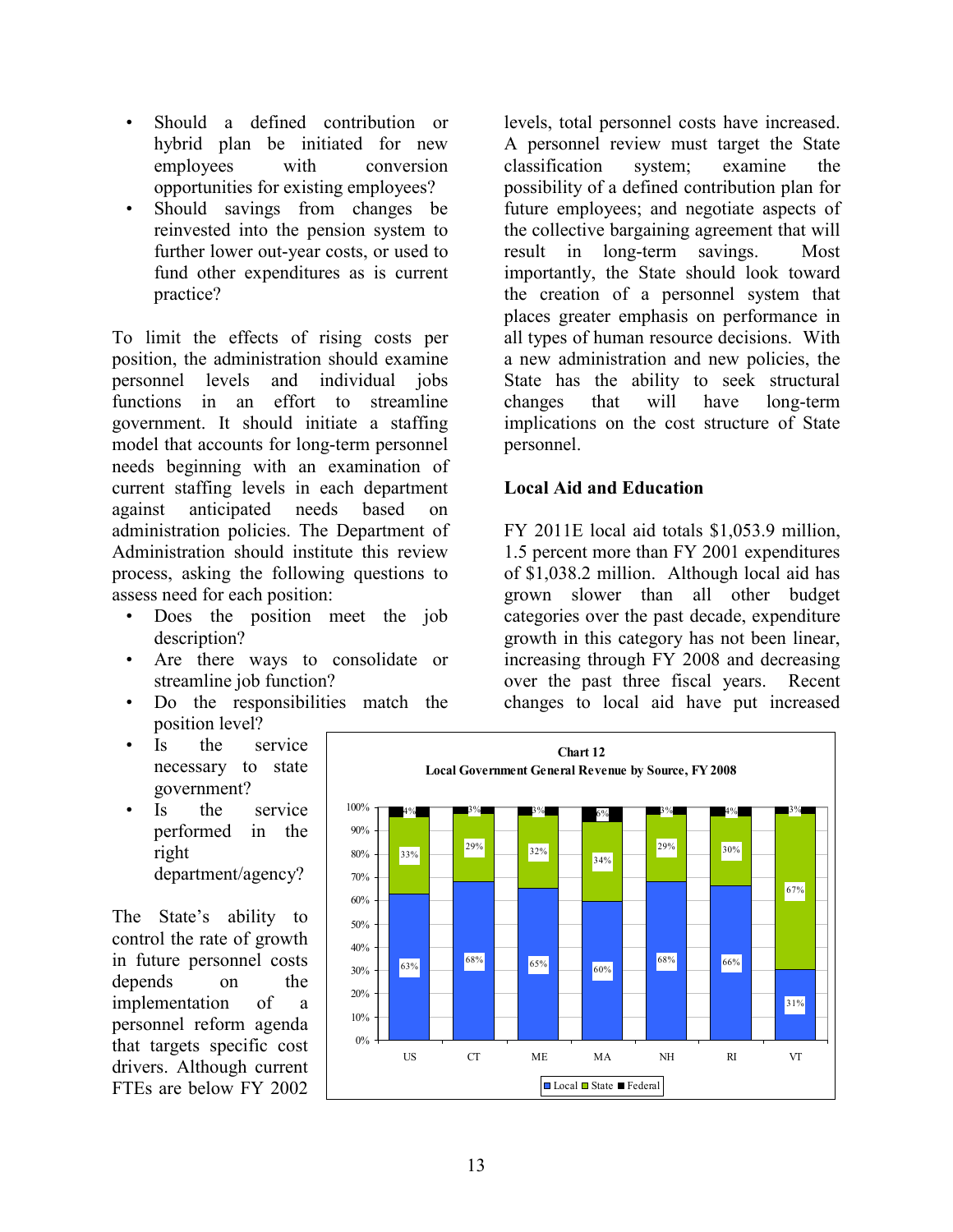- Should a defined contribution or hybrid plan be initiated for new employees with conversion opportunities for existing employees?
- Should savings from changes be reinvested into the pension system to further lower out-year costs, or used to fund other expenditures as is current practice?

To limit the effects of rising costs per position, the administration should examine personnel levels and individual jobs functions in an effort to streamline government. It should initiate a staffing model that accounts for long-term personnel needs beginning with an examination of current staffing levels in each department against anticipated needs based on administration policies. The Department of Administration should institute this review process, asking the following questions to assess need for each position:

- Does the position meet the job description?
- Are there ways to consolidate or streamline job function?
- Do the responsibilities match the position level?
- Is the service necessary to state government?
- Is the service performed in the right department/agency?

The State's ability to control the rate of growth in future personnel costs depends on the implementation of a personnel reform agenda that targets specific cost drivers. Although current FTEs are below FY 2002 levels, total personnel costs have increased. A personnel review must target the State classification system; examine the possibility of a defined contribution plan for future employees; and negotiate aspects of the collective bargaining agreement that will result in long-term savings. Most importantly, the State should look toward the creation of a personnel system that places greater emphasis on performance in all types of human resource decisions. With a new administration and new policies, the State has the ability to seek structural changes that will have long-term implications on the cost structure of State personnel.

## Local Aid and Education

FY 2011E local aid totals $1,053.9 million, 1.5 percent more than FY 2001 expenditures of $1,038.2 million. Although local aid has grown slower than all other budget categories over the past decade, expenditure growth in this category has not been linear, increasing through FY 2008 and decreasing over the past three fiscal years. Recent changes to local aid have put increased

**Chart 12**
**Local Government General Revenue by Source, FY 2008**

| | US | CT | ME | MA | NH | RI | VT |
|---|---|---|---|---|---|---|---|
| Local | 63% | 68% | 65% | 60% | 68% | 66% | 31% |
| State | 33% | 29% | 32% | 34% | 29% | 30% | 67% |
| Federal | 4% | 3% | 3% | 6% | 3% | 4% | 3% |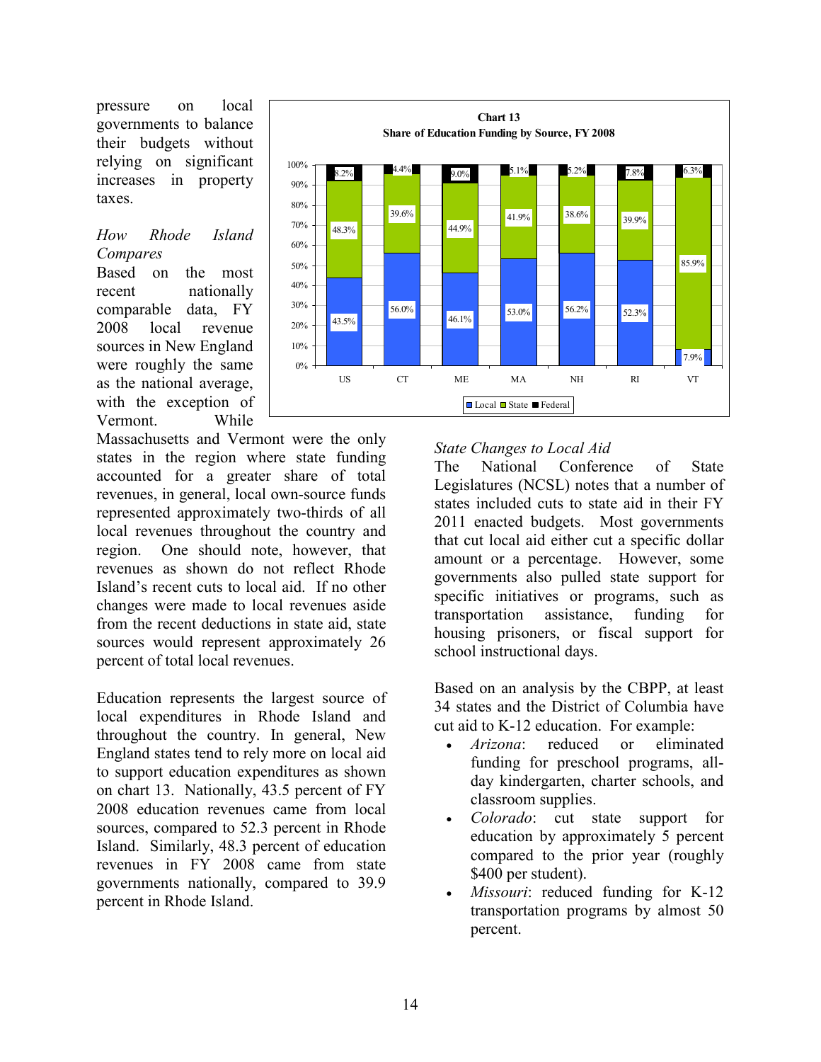pressure on local governments to balance their budgets without relying on significant increases in property taxes.

*How Rhode Island Compares*

Based on the most recent nationally comparable data, FY 2008 local revenue sources in New England were roughly the same as the national average, with the exception of Vermont. While Massachusetts and Vermont were the only states in the region where state funding accounted for a greater share of total revenues, in general, local own-source funds represented approximately two-thirds of all local revenues throughout the country and region. One should note, however, that revenues as shown do not reflect Rhode Island's recent cuts to local aid. If no other changes were made to local revenues aside from the recent deductions in state aid, state sources would represent approximately 26 percent of total local revenues.

**Chart 13**
**Share of Education Funding by Source, FY 2008**

| | US | CT | ME | MA | NH | RI | VT |
|---|---|---|---|---|---|---|---|
| Local | 43.5% | 56.0% | 46.1% | 53.0% | 56.2% | 52.3% | 7.9% |
| State | 48.3% | 39.6% | 44.9% | 41.9% | 38.6% | 39.9% | 85.9% |
| Federal | 8.2% | 4.4% | 9.0% | 5.1% | 5.2% | 7.8% | 6.3% |

Education represents the largest source of local expenditures in Rhode Island and throughout the country. In general, New England states tend to rely more on local aid to support education expenditures as shown on chart 13. Nationally, 43.5 percent of FY 2008 education revenues came from local sources, compared to 52.3 percent in Rhode Island. Similarly, 48.3 percent of education revenues in FY 2008 came from state governments nationally, compared to 39.9 percent in Rhode Island.

*State Changes to Local Aid*

The National Conference of State Legislatures (NCSL) notes that a number of states included cuts to state aid in their FY 2011 enacted budgets. Most governments that cut local aid either cut a specific dollar amount or a percentage. However, some governments also pulled state support for specific initiatives or programs, such as transportation assistance, funding for housing prisoners, or fiscal support for school instructional days.

Based on an analysis by the CBPP, at least 34 states and the District of Columbia have cut aid to K-12 education. For example:

- *Arizona*: reduced or eliminated funding for preschool programs, all-day kindergarten, charter schools, and classroom supplies.
- *Colorado*: cut state support for education by approximately 5 percent compared to the prior year (roughly $400 per student).
- *Missouri*: reduced funding for K-12 transportation programs by almost 50 percent.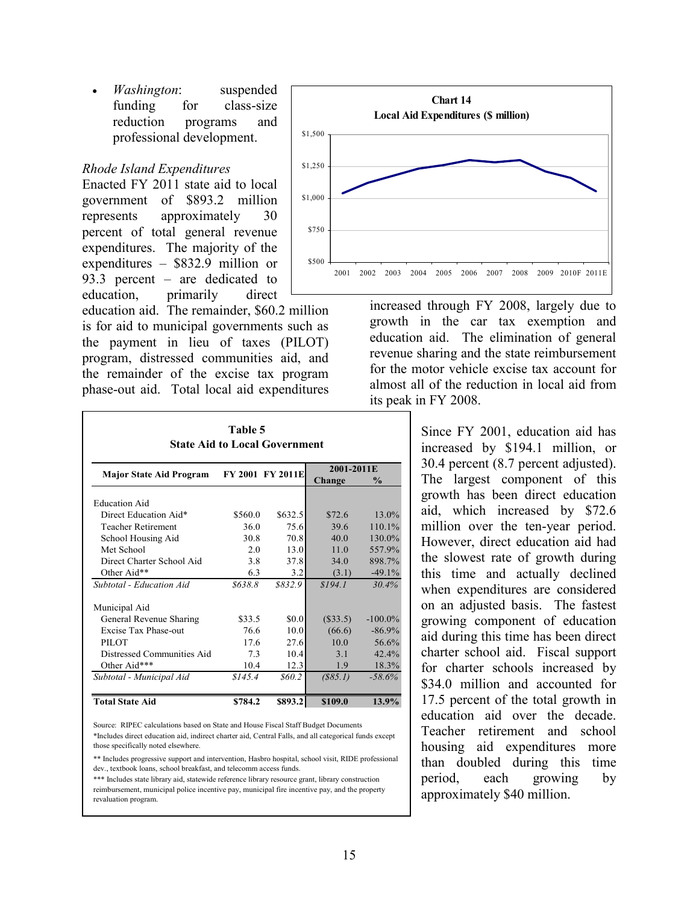- *Washington*: suspended funding for class-size reduction programs and professional development.

*Rhode Island Expenditures*

Enacted FY 2011 state aid to local government of $893.2 million represents approximately 30 percent of total general revenue expenditures. The majority of the expenditures – $832.9 million or 93.3 percent – are dedicated to education, primarily direct education aid. The remainder, $60.2 million is for aid to municipal governments such as the payment in lieu of taxes (PILOT) program, distressed communities aid, and the remainder of the excise tax program phase-out aid. Total local aid expenditures increased through FY 2008, largely due to growth in the car tax exemption and education aid. The elimination of general revenue sharing and the state reimbursement for the motor vehicle excise tax account for almost all of the reduction in local aid from its peak in FY 2008.

**Chart 14**
**Local Aid Expenditures ($ million)**

**Table 5**
**State Aid to Local Government**

| Major State Aid Program | FY 2001 | FY 2011E | 2001-2011E Change | 2001-2011E % |
|---|---|---|---|---|
| Education Aid | | | | |
| Direct Education Aid* | $560.0 | $632.5 | $72.6 | 13.0% |
| Teacher Retirement | 36.0 | 75.6 | 39.6 | 110.1% |
| School Housing Aid | 30.8 | 70.8 | 40.0 | 130.0% |
| Met School | 2.0 | 13.0 | 11.0 | 557.9% |
| Direct Charter School Aid | 3.8 | 37.8 | 34.0 | 898.7% |
| Other Aid** | 6.3 | 3.2 | (3.1) | -49.1% |
| *Subtotal - Education Aid* | *$638.8* | *$832.9* | *$194.1* | *30.4%* |
| Municipal Aid | | | | |
| General Revenue Sharing | $33.5 | $0.0 | ($33.5) | -100.0% |
| Excise Tax Phase-out | 76.6 | 10.0 | (66.6) | -86.9% |
| PILOT | 17.6 | 27.6 | 10.0 | 56.6% |
| Distressed Communities Aid | 7.3 | 10.4 | 3.1 | 42.4% |
| Other Aid*** | 10.4 | 12.3 | 1.9 | 18.3% |
| *Subtotal - Municipal Aid* | *$145.4* | *$60.2* | *($85.1)* | *-58.6%* |
| **Total State Aid** | **$784.2** | **$893.2** | **$109.0** | **13.9%** |

Source: RIPEC calculations based on State and House Fiscal Staff Budget Documents
*Includes direct education aid, indirect charter aid, Central Falls, and all categorical funds except those specifically noted elsewhere.
** Includes progressive support and intervention, Hasbro hospital, school visit, RIDE professional dev., textbook loans, school breakfast, and telecomm access funds.
*** Includes state library aid, statewide reference library resource grant, library construction reimbursement, municipal police incentive pay, municipal fire incentive pay, and the property revaluation program.

Since FY 2001, education aid has increased by $194.1 million, or 30.4 percent (8.7 percent adjusted). The largest component of this growth has been direct education aid, which increased by $72.6 million over the ten-year period. However, direct education aid had the slowest rate of growth during this time and actually declined when expenditures are considered on an adjusted basis. The fastest growing component of education aid during this time has been direct charter school aid. Fiscal support for charter schools increased by $34.0 million and accounted for 17.5 percent of the total growth in education aid over the decade. Teacher retirement and school housing aid expenditures more than doubled during this time period, each growing by approximately $40 million.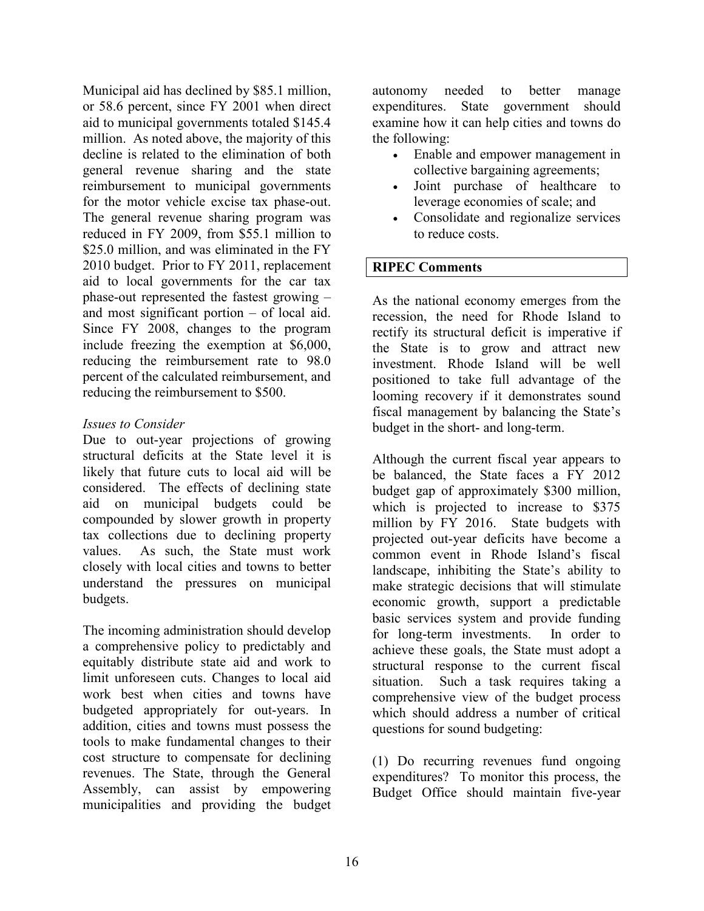Municipal aid has declined by $85.1 million, or 58.6 percent, since FY 2001 when direct aid to municipal governments totaled $145.4 million. As noted above, the majority of this decline is related to the elimination of both general revenue sharing and the state reimbursement to municipal governments for the motor vehicle excise tax phase-out. The general revenue sharing program was reduced in FY 2009, from $55.1 million to $25.0 million, and was eliminated in the FY 2010 budget. Prior to FY 2011, replacement aid to local governments for the car tax phase-out represented the fastest growing – and most significant portion – of local aid. Since FY 2008, changes to the program include freezing the exemption at $6,000, reducing the reimbursement rate to 98.0 percent of the calculated reimbursement, and reducing the reimbursement to $500.

*Issues to Consider*

Due to out-year projections of growing structural deficits at the State level it is likely that future cuts to local aid will be considered. The effects of declining state aid on municipal budgets could be compounded by slower growth in property tax collections due to declining property values. As such, the State must work closely with local cities and towns to better understand the pressures on municipal budgets.

The incoming administration should develop a comprehensive policy to predictably and equitably distribute state aid and work to limit unforeseen cuts. Changes to local aid work best when cities and towns have budgeted appropriately for out-years. In addition, cities and towns must possess the tools to make fundamental changes to their cost structure to compensate for declining revenues. The State, through the General Assembly, can assist by empowering municipalities and providing the budget autonomy needed to better manage expenditures. State government should examine how it can help cities and towns do the following:

- Enable and empower management in collective bargaining agreements;
- Joint purchase of healthcare to leverage economies of scale; and
- Consolidate and regionalize services to reduce costs.

**RIPEC Comments**

As the national economy emerges from the recession, the need for Rhode Island to rectify its structural deficit is imperative if the State is to grow and attract new investment. Rhode Island will be well positioned to take full advantage of the looming recovery if it demonstrates sound fiscal management by balancing the State's budget in the short- and long-term.

Although the current fiscal year appears to be balanced, the State faces a FY 2012 budget gap of approximately $300 million, which is projected to increase to $375 million by FY 2016. State budgets with projected out-year deficits have become a common event in Rhode Island's fiscal landscape, inhibiting the State's ability to make strategic decisions that will stimulate economic growth, support a predictable basic services system and provide funding for long-term investments. In order to achieve these goals, the State must adopt a structural response to the current fiscal situation. Such a task requires taking a comprehensive view of the budget process which should address a number of critical questions for sound budgeting:

(1) Do recurring revenues fund ongoing expenditures? To monitor this process, the Budget Office should maintain five-year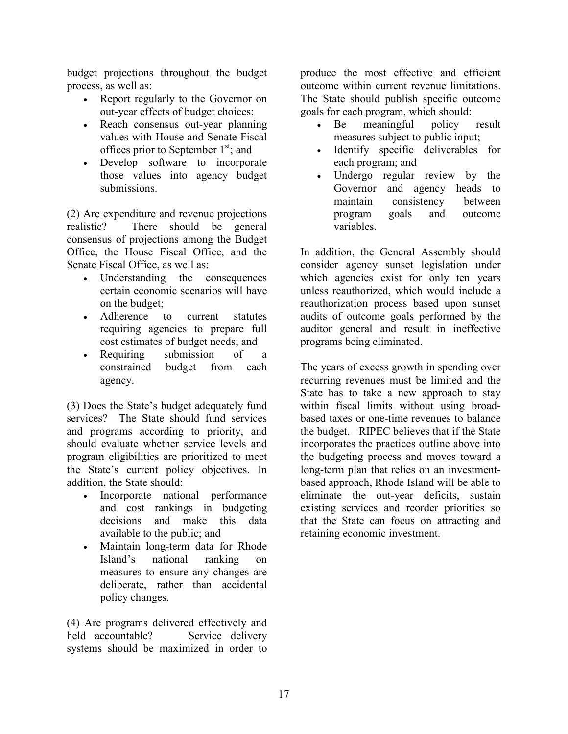budget projections throughout the budget process, as well as:

- Report regularly to the Governor on out-year effects of budget choices;
- Reach consensus out-year planning values with House and Senate Fiscal offices prior to September 1st; and
- Develop software to incorporate those values into agency budget submissions.

(2) Are expenditure and revenue projections realistic? There should be general consensus of projections among the Budget Office, the House Fiscal Office, and the Senate Fiscal Office, as well as:

- Understanding the consequences certain economic scenarios will have on the budget;
- Adherence to current statutes requiring agencies to prepare full cost estimates of budget needs; and
- Requiring submission of a constrained budget from each agency.

(3) Does the State's budget adequately fund services? The State should fund services and programs according to priority, and should evaluate whether service levels and program eligibilities are prioritized to meet the State's current policy objectives. In addition, the State should:

- Incorporate national performance and cost rankings in budgeting decisions and make this data available to the public; and
- Maintain long-term data for Rhode Island's national ranking on measures to ensure any changes are deliberate, rather than accidental policy changes.

(4) Are programs delivered effectively and held accountable? Service delivery systems should be maximized in order to produce the most effective and efficient outcome within current revenue limitations. The State should publish specific outcome goals for each program, which should:

- Be meaningful policy result measures subject to public input;
- Identify specific deliverables for each program; and
- Undergo regular review by the Governor and agency heads to maintain consistency between program goals and outcome variables.

In addition, the General Assembly should consider agency sunset legislation under which agencies exist for only ten years unless reauthorized, which would include a reauthorization process based upon sunset audits of outcome goals performed by the auditor general and result in ineffective programs being eliminated.

The years of excess growth in spending over recurring revenues must be limited and the State has to take a new approach to stay within fiscal limits without using broad-based taxes or one-time revenues to balance the budget. RIPEC believes that if the State incorporates the practices outline above into the budgeting process and moves toward a long-term plan that relies on an investment-based approach, Rhode Island will be able to eliminate the out-year deficits, sustain existing services and reorder priorities so that the State can focus on attracting and retaining economic investment.